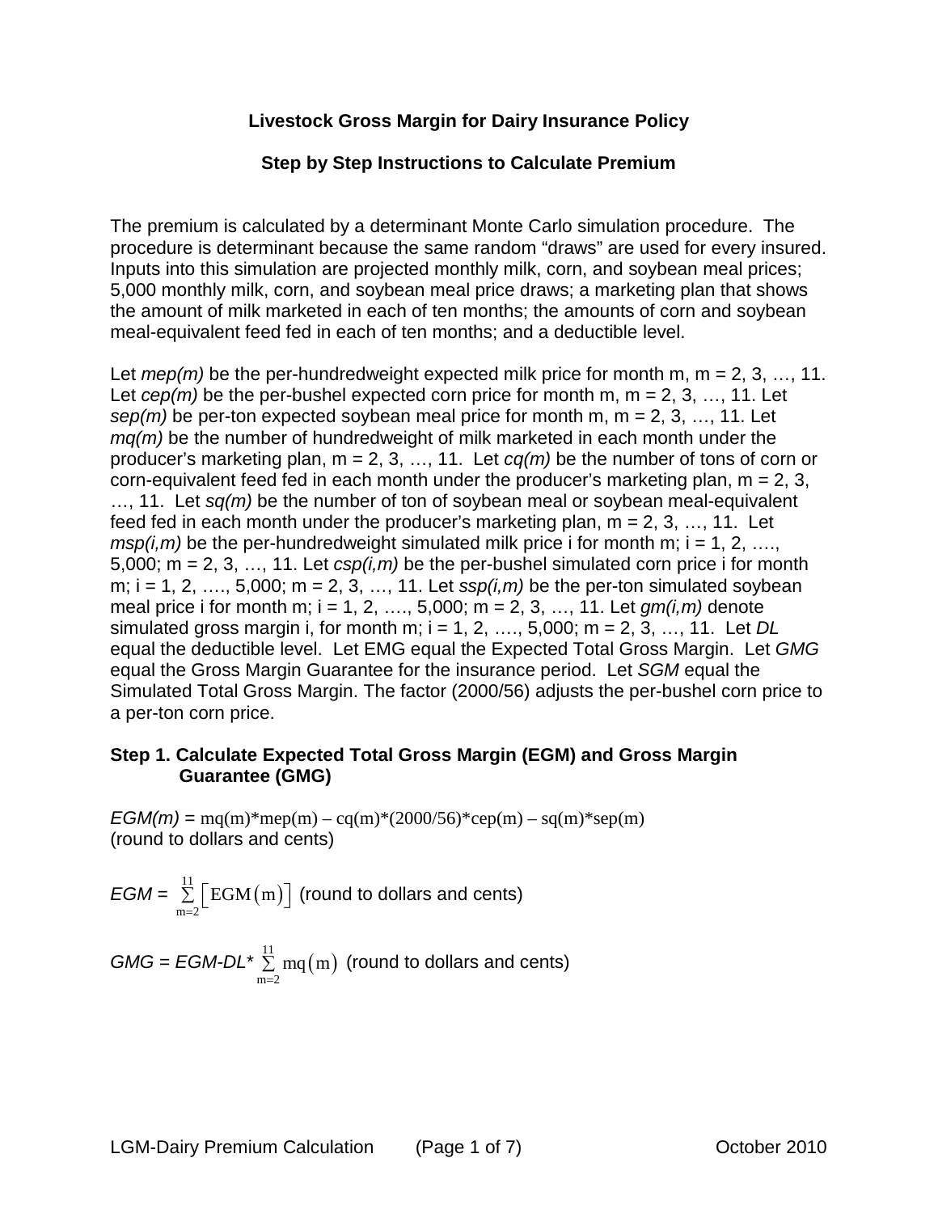# Livestock Gross Margin for Dairy Insurance Policy

## Step by Step Instructions to Calculate Premium

The premium is calculated by a determinant Monte Carlo simulation procedure. The procedure is determinant because the same random "draws" are used for every insured. Inputs into this simulation are projected monthly milk, corn, and soybean meal prices; 5,000 monthly milk, corn, and soybean meal price draws; a marketing plan that shows the amount of milk marketed in each of ten months; the amounts of corn and soybean meal-equivalent feed fed in each of ten months; and a deductible level.

Let *mep(m)* be the per-hundredweight expected milk price for month m, m = 2, 3, …, 11. Let *cep(m)* be the per-bushel expected corn price for month m, m = 2, 3, …, 11. Let *sep(m)* be per-ton expected soybean meal price for month m, m = 2, 3, …, 11. Let *mq(m)* be the number of hundredweight of milk marketed in each month under the producer's marketing plan, m = 2, 3, …, 11. Let *cq(m)* be the number of tons of corn or corn-equivalent feed fed in each month under the producer's marketing plan, m = 2, 3, …, 11. Let *sq(m)* be the number of ton of soybean meal or soybean meal-equivalent feed fed in each month under the producer's marketing plan, m = 2, 3, …, 11. Let *msp(i,m)* be the per-hundredweight simulated milk price i for month m; i = 1, 2, …., 5,000; m = 2, 3, …, 11. Let *csp(i,m)* be the per-bushel simulated corn price i for month m; i = 1, 2, …., 5,000; m = 2, 3, …, 11. Let *ssp(i,m)* be the per-ton simulated soybean meal price i for month m; i = 1, 2, …., 5,000; m = 2, 3, …, 11. Let *gm(i,m)* denote simulated gross margin i, for month m; i = 1, 2, …., 5,000; m = 2, 3, …, 11. Let *DL* equal the deductible level. Let EMG equal the Expected Total Gross Margin. Let *GMG* equal the Gross Margin Guarantee for the insurance period. Let *SGM* equal the Simulated Total Gross Margin. The factor (2000/56) adjusts the per-bushel corn price to a per-ton corn price.

### Step 1. Calculate Expected Total Gross Margin (EGM) and Gross Margin Guarantee (GMG)

$EGM(m) = mq(m)*mep(m) - cq(m)*(2000/56)*cep(m) - sq(m)*sep(m)$
(round to dollars and cents)

$EGM = \sum_{m=2}^{11}\left[EGM(m)\right]$ (round to dollars and cents)

$GMG = EGM - DL*\sum_{m=2}^{11} mq(m)$ (round to dollars and cents)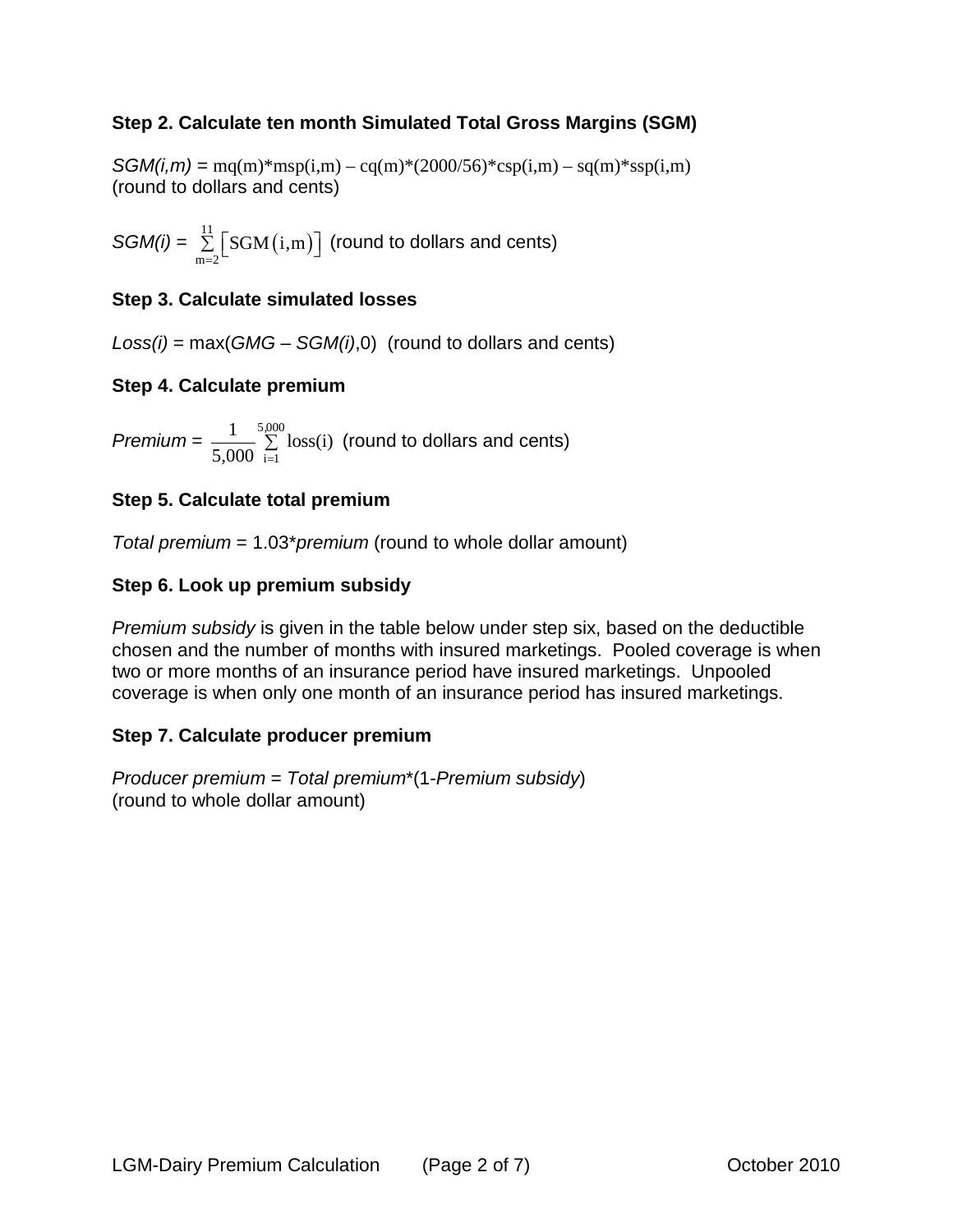### Step 2. Calculate ten month Simulated Total Gross Margins (SGM)

*SGM(i,m)* = $mq(m)*msp(i,m) - cq(m)*(2000/56)*csp(i,m) - sq(m)*ssp(i,m)$
(round to dollars and cents)

*SGM(i)* = $\sum_{m=2}^{11}\left[SGM(i,m)\right]$ (round to dollars and cents)

### Step 3. Calculate simulated losses

*Loss(i)* = max(*GMG* – *SGM(i)*,0) (round to dollars and cents)

### Step 4. Calculate premium

*Premium* = $\frac{1}{5{,}000}\sum_{i=1}^{5{,}000} loss(i)$ (round to dollars and cents)

### Step 5. Calculate total premium

*Total premium* = 1.03**premium* (round to whole dollar amount)

### Step 6. Look up premium subsidy

*Premium subsidy* is given in the table below under step six, based on the deductible chosen and the number of months with insured marketings. Pooled coverage is when two or more months of an insurance period have insured marketings. Unpooled coverage is when only one month of an insurance period has insured marketings.

### Step 7. Calculate producer premium

*Producer premium* = *Total premium**(1-*Premium subsidy*)
(round to whole dollar amount)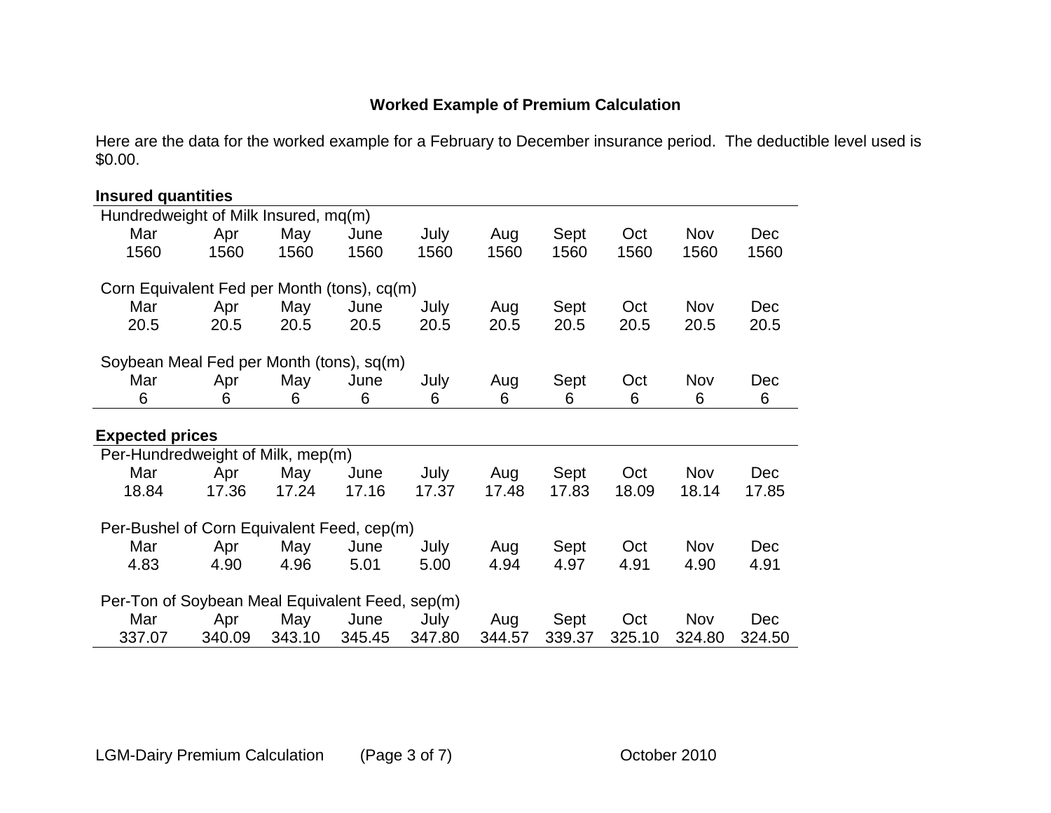## Worked Example of Premium Calculation

Here are the data for the worked example for a February to December insurance period. The deductible level used is $0.00.

**Insured quantities**

Hundredweight of Milk Insured, mq(m)

| Mar | Apr | May | June | July | Aug | Sept | Oct | Nov | Dec |
|---|---|---|---|---|---|---|---|---|---|
| 1560 | 1560 | 1560 | 1560 | 1560 | 1560 | 1560 | 1560 | 1560 | 1560 |

Corn Equivalent Fed per Month (tons), cq(m)

| Mar | Apr | May | June | July | Aug | Sept | Oct | Nov | Dec |
|---|---|---|---|---|---|---|---|---|---|
| 20.5 | 20.5 | 20.5 | 20.5 | 20.5 | 20.5 | 20.5 | 20.5 | 20.5 | 20.5 |

Soybean Meal Fed per Month (tons), sq(m)

| Mar | Apr | May | June | July | Aug | Sept | Oct | Nov | Dec |
|---|---|---|---|---|---|---|---|---|---|
| 6 | 6 | 6 | 6 | 6 | 6 | 6 | 6 | 6 | 6 |

**Expected prices**

Per-Hundredweight of Milk, mep(m)

| Mar | Apr | May | June | July | Aug | Sept | Oct | Nov | Dec |
|---|---|---|---|---|---|---|---|---|---|
| 18.84 | 17.36 | 17.24 | 17.16 | 17.37 | 17.48 | 17.83 | 18.09 | 18.14 | 17.85 |

Per-Bushel of Corn Equivalent Feed, cep(m)

| Mar | Apr | May | June | July | Aug | Sept | Oct | Nov | Dec |
|---|---|---|---|---|---|---|---|---|---|
| 4.83 | 4.90 | 4.96 | 5.01 | 5.00 | 4.94 | 4.97 | 4.91 | 4.90 | 4.91 |

Per-Ton of Soybean Meal Equivalent Feed, sep(m)

| Mar | Apr | May | June | July | Aug | Sept | Oct | Nov | Dec |
|---|---|---|---|---|---|---|---|---|---|
| 337.07 | 340.09 | 343.10 | 345.45 | 347.80 | 344.57 | 339.37 | 325.10 | 324.80 | 324.50 |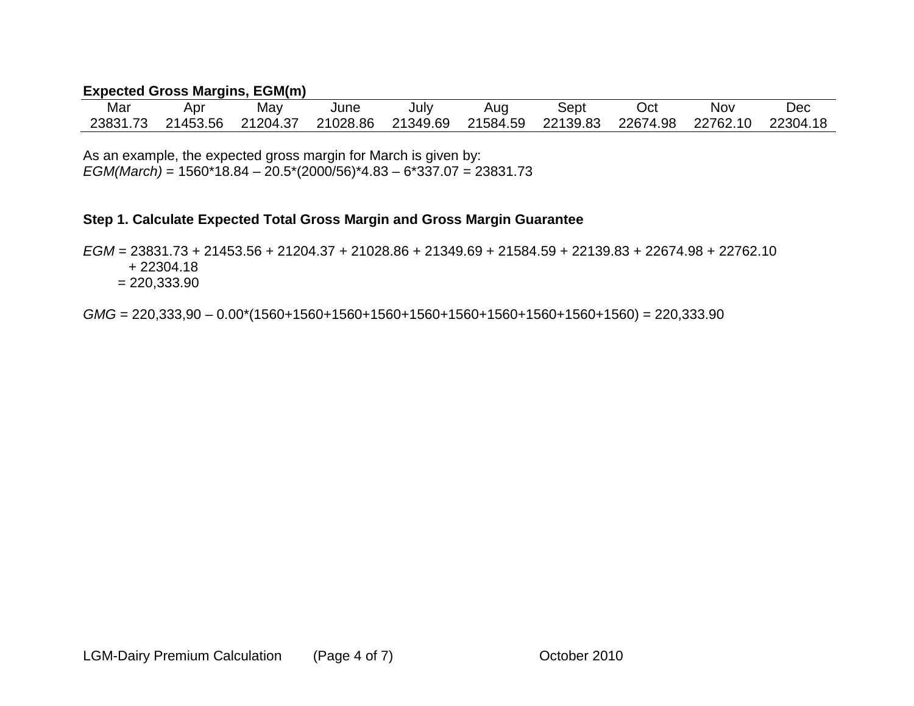**Expected Gross Margins, EGM(m)**

| Mar | Apr | May | June | July | Aug | Sept | Oct | Nov | Dec |
|---|---|---|---|---|---|---|---|---|---|
| 23831.73 | 21453.56 | 21204.37 | 21028.86 | 21349.69 | 21584.59 | 22139.83 | 22674.98 | 22762.10 | 22304.18 |

As an example, the expected gross margin for March is given by:
*EGM(March)* = 1560*18.84 – 20.5*(2000/56)*4.83 – 6*337.07 = 23831.73

### Step 1. Calculate Expected Total Gross Margin and Gross Margin Guarantee

*EGM* = 23831.73 + 21453.56 + 21204.37 + 21028.86 + 21349.69 + 21584.59 + 22139.83 + 22674.98 + 22762.10 + 22304.18
= 220,333.90

*GMG* = 220,333,90 – 0.00*(1560+1560+1560+1560+1560+1560+1560+1560+1560+1560) = 220,333.90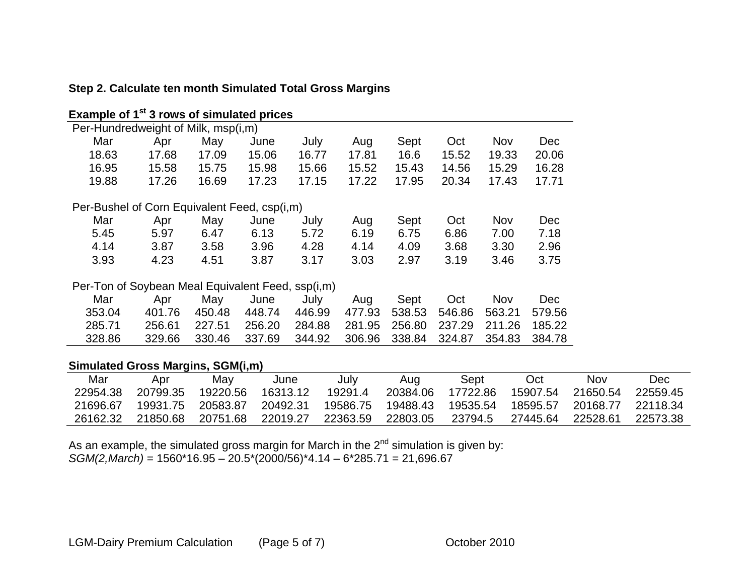**Step 2. Calculate ten month Simulated Total Gross Margins**

**Example of 1st 3 rows of simulated prices**

Per-Hundredweight of Milk, msp(i,m)

| Mar | Apr | May | June | July | Aug | Sept | Oct | Nov | Dec |
|---|---|---|---|---|---|---|---|---|---|
| 18.63 | 17.68 | 17.09 | 15.06 | 16.77 | 17.81 | 16.6 | 15.52 | 19.33 | 20.06 |
| 16.95 | 15.58 | 15.75 | 15.98 | 15.66 | 15.52 | 15.43 | 14.56 | 15.29 | 16.28 |
| 19.88 | 17.26 | 16.69 | 17.23 | 17.15 | 17.22 | 17.95 | 20.34 | 17.43 | 17.71 |

Per-Bushel of Corn Equivalent Feed, csp(i,m)

| Mar | Apr | May | June | July | Aug | Sept | Oct | Nov | Dec |
|---|---|---|---|---|---|---|---|---|---|
| 5.45 | 5.97 | 6.47 | 6.13 | 5.72 | 6.19 | 6.75 | 6.86 | 7.00 | 7.18 |
| 4.14 | 3.87 | 3.58 | 3.96 | 4.28 | 4.14 | 4.09 | 3.68 | 3.30 | 2.96 |
| 3.93 | 4.23 | 4.51 | 3.87 | 3.17 | 3.03 | 2.97 | 3.19 | 3.46 | 3.75 |

Per-Ton of Soybean Meal Equivalent Feed, ssp(i,m)

| Mar | Apr | May | June | July | Aug | Sept | Oct | Nov | Dec |
|---|---|---|---|---|---|---|---|---|---|
| 353.04 | 401.76 | 450.48 | 448.74 | 446.99 | 477.93 | 538.53 | 546.86 | 563.21 | 579.56 |
| 285.71 | 256.61 | 227.51 | 256.20 | 284.88 | 281.95 | 256.80 | 237.29 | 211.26 | 185.22 |
| 328.86 | 329.66 | 330.46 | 337.69 | 344.92 | 306.96 | 338.84 | 324.87 | 354.83 | 384.78 |

**Simulated Gross Margins, SGM(i,m)**

| Mar | Apr | May | June | July | Aug | Sept | Oct | Nov | Dec |
|---|---|---|---|---|---|---|---|---|---|
| 22954.38 | 20799.35 | 19220.56 | 16313.12 | 19291.4 | 20384.06 | 17722.86 | 15907.54 | 21650.54 | 22559.45 |
| 21696.67 | 19931.75 | 20583.87 | 20492.31 | 19586.75 | 19488.43 | 19535.54 | 18595.57 | 20168.77 | 22118.34 |
| 26162.32 | 21850.68 | 20751.68 | 22019.27 | 22363.59 | 22803.05 | 23794.5 | 27445.64 | 22528.61 | 22573.38 |

As an example, the simulated gross margin for March in the 2nd simulation is given by:
*SGM(2,March)* = 1560*16.95 – 20.5*(2000/56)*4.14 – 6*285.71 = 21,696.67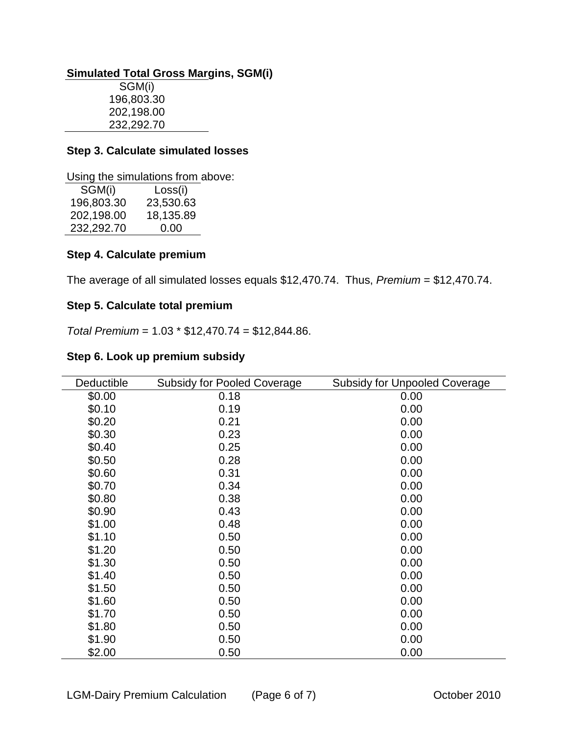**Simulated Total Gross Margins, SGM(i)**

| SGM(i) |
|---|
| 196,803.30 |
| 202,198.00 |
| 232,292.70 |

**Step 3. Calculate simulated losses**

Using the simulations from above:

| SGM(i) | Loss(i) |
|---|---|
| 196,803.30 | 23,530.63 |
| 202,198.00 | 18,135.89 |
| 232,292.70 | 0.00 |

**Step 4. Calculate premium**

The average of all simulated losses equals \$12,470.74. Thus, *Premium* = \$12,470.74.

**Step 5. Calculate total premium**

*Total Premium* = 1.03 * \$12,470.74 = \$12,844.86.

**Step 6. Look up premium subsidy**

| Deductible | Subsidy for Pooled Coverage | Subsidy for Unpooled Coverage |
|---|---|---|
| \$0.00 | 0.18 | 0.00 |
| \$0.10 | 0.19 | 0.00 |
| \$0.20 | 0.21 | 0.00 |
| \$0.30 | 0.23 | 0.00 |
| \$0.40 | 0.25 | 0.00 |
| \$0.50 | 0.28 | 0.00 |
| \$0.60 | 0.31 | 0.00 |
| \$0.70 | 0.34 | 0.00 |
| \$0.80 | 0.38 | 0.00 |
| \$0.90 | 0.43 | 0.00 |
| \$1.00 | 0.48 | 0.00 |
| \$1.10 | 0.50 | 0.00 |
| \$1.20 | 0.50 | 0.00 |
| \$1.30 | 0.50 | 0.00 |
| \$1.40 | 0.50 | 0.00 |
| \$1.50 | 0.50 | 0.00 |
| \$1.60 | 0.50 | 0.00 |
| \$1.70 | 0.50 | 0.00 |
| \$1.80 | 0.50 | 0.00 |
| \$1.90 | 0.50 | 0.00 |
| \$2.00 | 0.50 | 0.00 |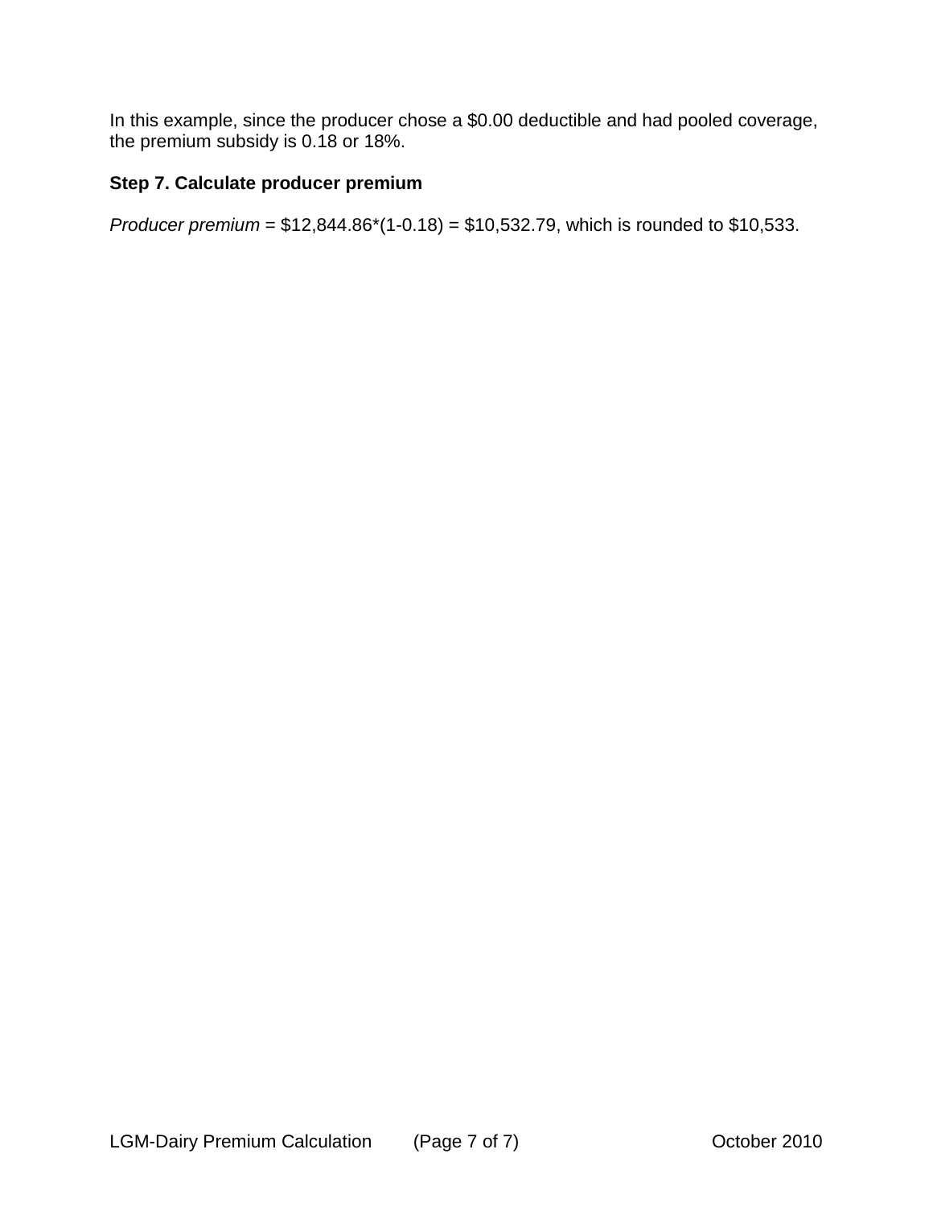In this example, since the producer chose a \$0.00 deductible and had pooled coverage, the premium subsidy is 0.18 or 18%.

**Step 7. Calculate producer premium**

*Producer premium* = \$12,844.86*(1-0.18) = \$10,532.79, which is rounded to \$10,533.